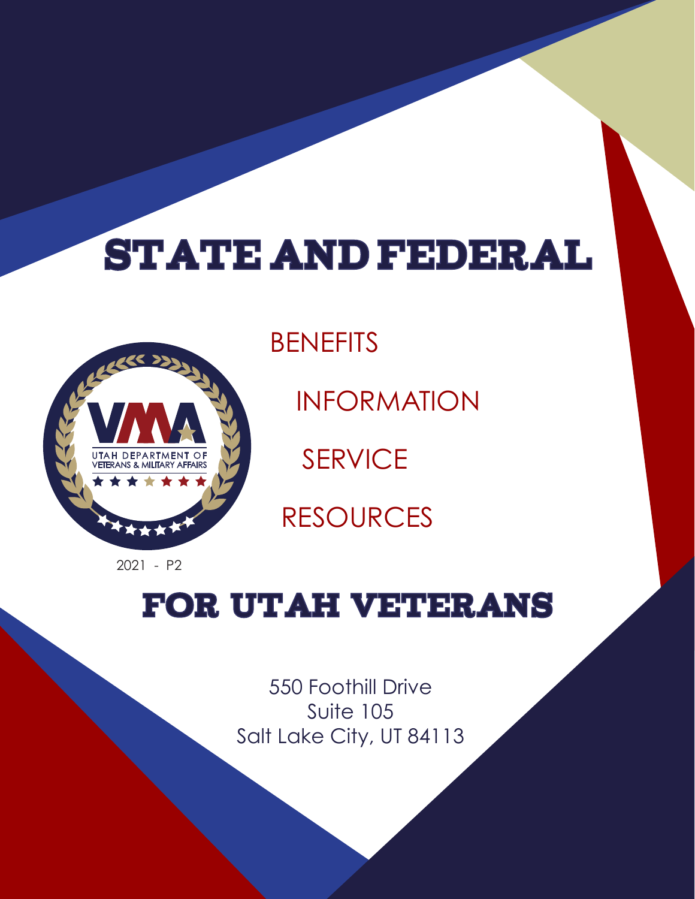# STATE AND FEDERAL

BENEFITS

INFORMATION

SERVICE

RESOURCES

UTAH DEPARTMENT OF VETERANS & MILITARY AFFAIRS

2021 - P2

# FOR UTAH VETERANS

550 Foothill Drive
Suite 105
Salt Lake City, UT 84113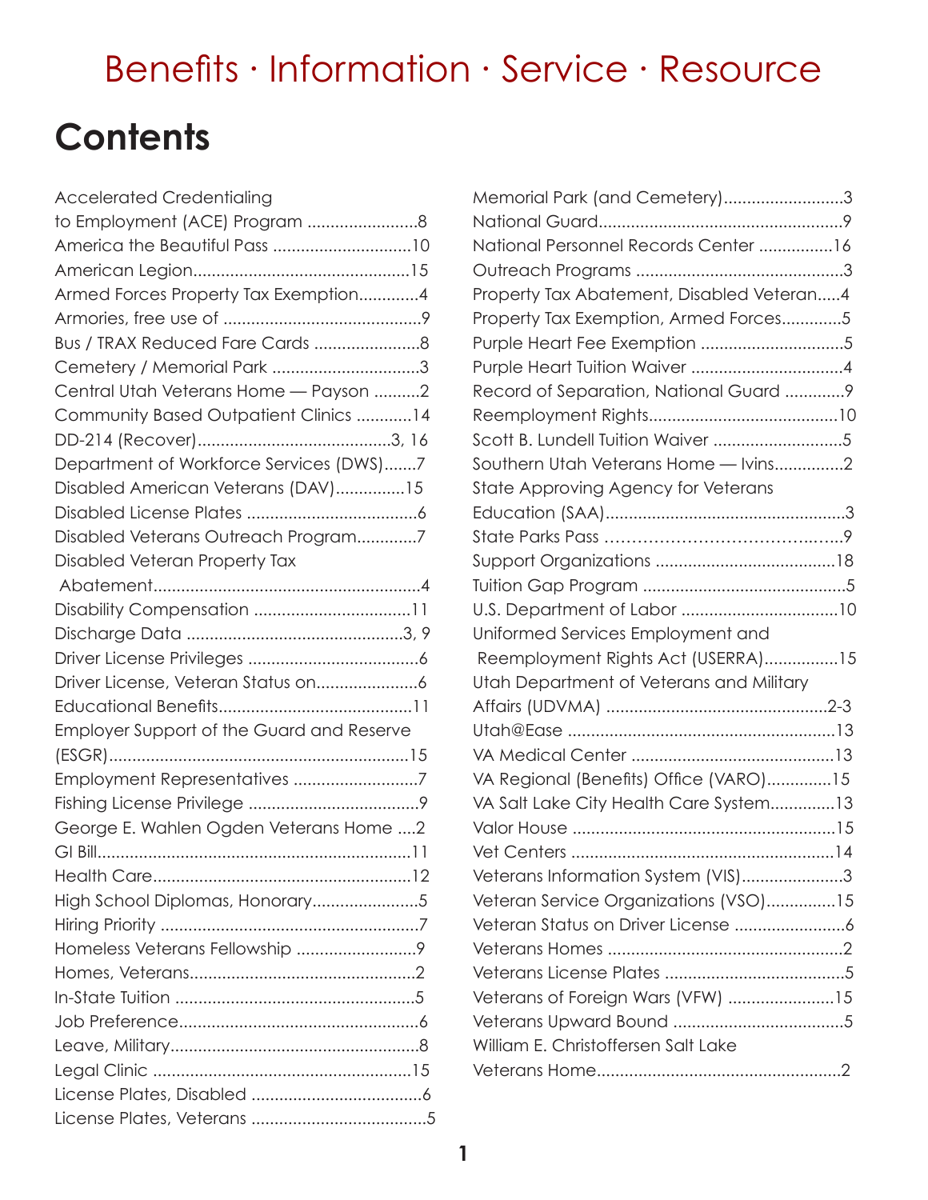Benefits · Information · Service · Resource

# Contents

Accelerated Credentialing to Employment (ACE) Program ........................8
America the Beautiful Pass ..............................10
American Legion...............................................15
Armed Forces Property Tax Exemption.............4
Armories, free use of ...........................................9
Bus / TRAX Reduced Fare Cards .......................8
Cemetery / Memorial Park ................................3
Central Utah Veterans Home — Payson ..........2
Community Based Outpatient Clinics ............14
DD-214 (Recover)..........................................3, 16
Department of Workforce Services (DWS).......7
Disabled American Veterans (DAV)...............15
Disabled License Plates .....................................6
Disabled Veterans Outreach Program.............7
Disabled Veteran Property Tax Abatement..........................................................4
Disability Compensation ..................................11
Discharge Data ...............................................3, 9
Driver License Privileges .....................................6
Driver License, Veteran Status on......................6
Educational Benefits..........................................11
Employer Support of the Guard and Reserve (ESGR).................................................................15
Employment Representatives ...........................7
Fishing License Privilege .....................................9
George E. Wahlen Ogden Veterans Home ....2
GI Bill....................................................................11
Health Care........................................................12
High School Diplomas, Honorary.......................5
Hiring Priority ........................................................7
Homeless Veterans Fellowship ..........................9
Homes, Veterans.................................................2
In-State Tuition ....................................................5
Job Preference....................................................6
Leave, Military......................................................8
Legal Clinic ........................................................15
License Plates, Disabled .....................................6
License Plates, Veterans ......................................5
Memorial Park (and Cemetery)..........................3
National Guard.....................................................9
National Personnel Records Center ................16
Outreach Programs .............................................3
Property Tax Abatement, Disabled Veteran.....4
Property Tax Exemption, Armed Forces.............5
Purple Heart Fee Exemption ...............................5
Purple Heart Tuition Waiver .................................4
Record of Separation, National Guard .............9
Reemployment Rights.........................................10
Scott B. Lundell Tuition Waiver ............................5
Southern Utah Veterans Home — Ivins...............2
State Approving Agency for Veterans Education (SAA)....................................................3
State Parks Pass ....................................................9
Support Organizations .......................................18
Tuition Gap Program ............................................5
U.S. Department of Labor ..................................10
Uniformed Services Employment and Reemployment Rights Act (USERRA)................15
Utah Department of Veterans and Military Affairs (UDVMA) ................................................2-3
Utah@Ease ..........................................................13
VA Medical Center ............................................13
VA Regional (Benefits) Office (VARO)..............15
VA Salt Lake City Health Care System..............13
Valor House .........................................................15
Vet Centers .........................................................14
Veterans Information System (VIS)......................3
Veteran Service Organizations (VSO)...............15
Veteran Status on Driver License ........................6
Veterans Homes ...................................................2
Veterans License Plates .......................................5
Veterans of Foreign Wars (VFW) .......................15
Veterans Upward Bound .....................................5
William E. Christoffersen Salt Lake Veterans Home.....................................................2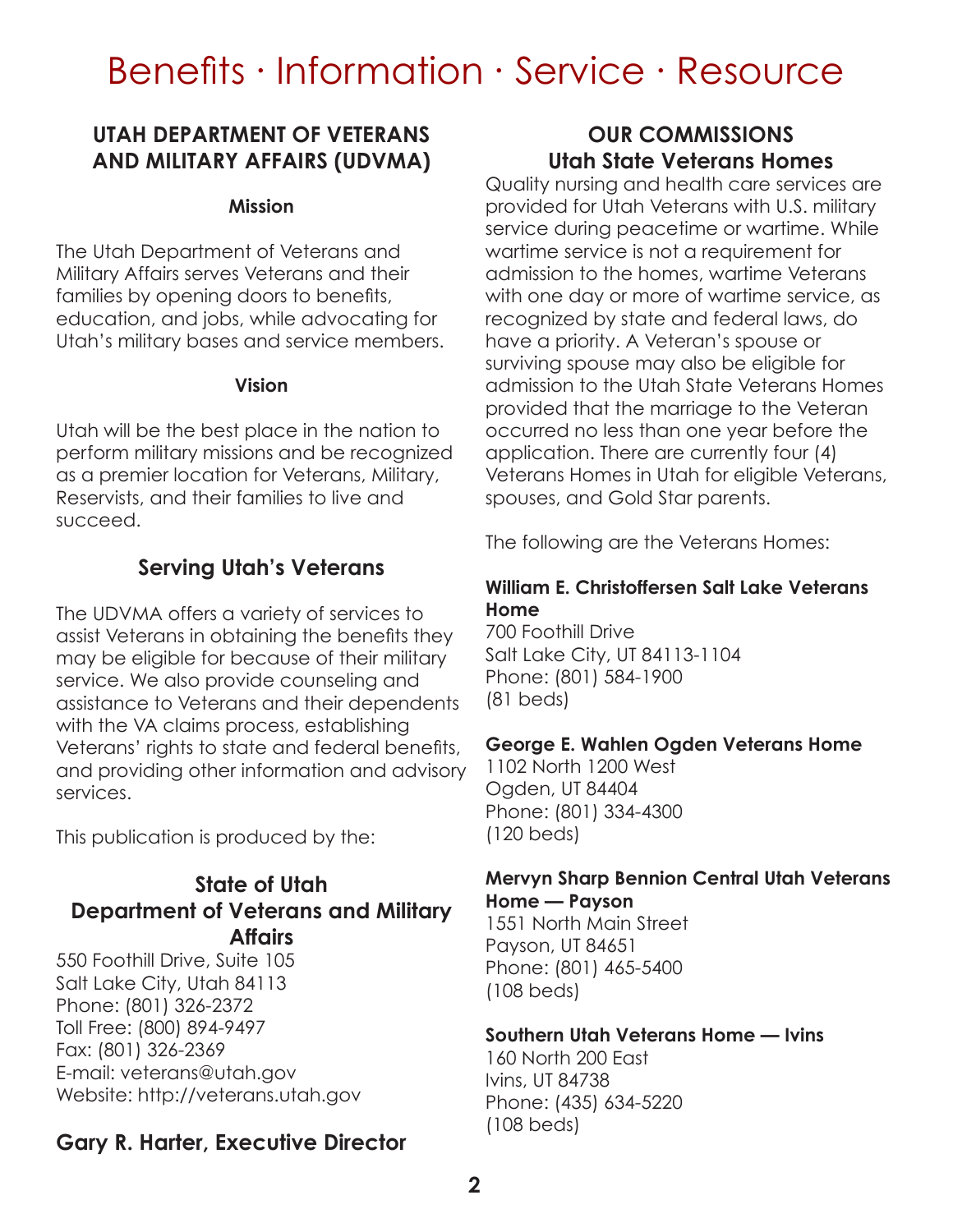# Benefits · Information · Service · Resource

## UTAH DEPARTMENT OF VETERANS AND MILITARY AFFAIRS (UDVMA)

#### Mission

The Utah Department of Veterans and Military Affairs serves Veterans and their families by opening doors to benefits, education, and jobs, while advocating for Utah's military bases and service members.

#### Vision

Utah will be the best place in the nation to perform military missions and be recognized as a premier location for Veterans, Military, Reservists, and their families to live and succeed.

### Serving Utah's Veterans

The UDVMA offers a variety of services to assist Veterans in obtaining the benefits they may be eligible for because of their military service. We also provide counseling and assistance to Veterans and their dependents with the VA claims process, establishing Veterans' rights to state and federal benefits, and providing other information and advisory services.

This publication is produced by the:

### State of Utah Department of Veterans and Military Affairs

550 Foothill Drive, Suite 105
Salt Lake City, Utah 84113
Phone: (801) 326-2372
Toll Free: (800) 894-9497
Fax: (801) 326-2369
E-mail: veterans@utah.gov
Website: http://veterans.utah.gov

### Gary R. Harter, Executive Director

## OUR COMMISSIONS
## Utah State Veterans Homes

Quality nursing and health care services are provided for Utah Veterans with U.S. military service during peacetime or wartime. While wartime service is not a requirement for admission to the homes, wartime Veterans with one day or more of wartime service, as recognized by state and federal laws, do have a priority. A Veteran's spouse or surviving spouse may also be eligible for admission to the Utah State Veterans Homes provided that the marriage to the Veteran occurred no less than one year before the application. There are currently four (4) Veterans Homes in Utah for eligible Veterans, spouses, and Gold Star parents.

The following are the Veterans Homes:

**William E. Christoffersen Salt Lake Veterans Home**
700 Foothill Drive
Salt Lake City, UT 84113-1104
Phone: (801) 584-1900
(81 beds)

**George E. Wahlen Ogden Veterans Home**
1102 North 1200 West
Ogden, UT 84404
Phone: (801) 334-4300
(120 beds)

**Mervyn Sharp Bennion Central Utah Veterans Home — Payson**
1551 North Main Street
Payson, UT 84651
Phone: (801) 465-5400
(108 beds)

**Southern Utah Veterans Home — Ivins**
160 North 200 East
Ivins, UT 84738
Phone: (435) 634-5220
(108 beds)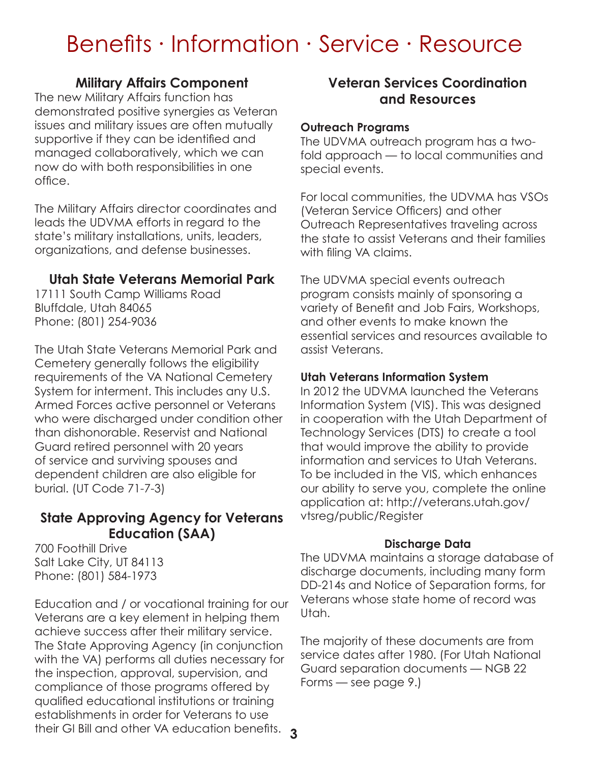# Benefits · Information · Service · Resource

## Military Affairs Component

The new Military Affairs function has demonstrated positive synergies as Veteran issues and military issues are often mutually supportive if they can be identified and managed collaboratively, which we can now do with both responsibilities in one office.

The Military Affairs director coordinates and leads the UDVMA efforts in regard to the state's military installations, units, leaders, organizations, and defense businesses.

## Utah State Veterans Memorial Park

17111 South Camp Williams Road
Bluffdale, Utah 84065
Phone: (801) 254-9036

The Utah State Veterans Memorial Park and Cemetery generally follows the eligibility requirements of the VA National Cemetery System for interment. This includes any U.S. Armed Forces active personnel or Veterans who were discharged under condition other than dishonorable. Reservist and National Guard retired personnel with 20 years of service and surviving spouses and dependent children are also eligible for burial. (UT Code 71-7-3)

## State Approving Agency for Veterans Education (SAA)

700 Foothill Drive
Salt Lake City, UT 84113
Phone: (801) 584-1973

Education and / or vocational training for our Veterans are a key element in helping them achieve success after their military service. The State Approving Agency (in conjunction with the VA) performs all duties necessary for the inspection, approval, supervision, and compliance of those programs offered by qualified educational institutions or training establishments in order for Veterans to use their GI Bill and other VA education benefits.

## Veteran Services Coordination and Resources

### Outreach Programs

The UDVMA outreach program has a two-fold approach — to local communities and special events.

For local communities, the UDVMA has VSOs (Veteran Service Officers) and other Outreach Representatives traveling across the state to assist Veterans and their families with filing VA claims.

The UDVMA special events outreach program consists mainly of sponsoring a variety of Benefit and Job Fairs, Workshops, and other events to make known the essential services and resources available to assist Veterans.

### Utah Veterans Information System

In 2012 the UDVMA launched the Veterans Information System (VIS). This was designed in cooperation with the Utah Department of Technology Services (DTS) to create a tool that would improve the ability to provide information and services to Utah Veterans. To be included in the VIS, which enhances our ability to serve you, complete the online application at: http://veterans.utah.gov/vtsreg/public/Register

### Discharge Data

The UDVMA maintains a storage database of discharge documents, including many form DD-214s and Notice of Separation forms, for Veterans whose state home of record was Utah.

The majority of these documents are from service dates after 1980. (For Utah National Guard separation documents — NGB 22 Forms — see page 9.)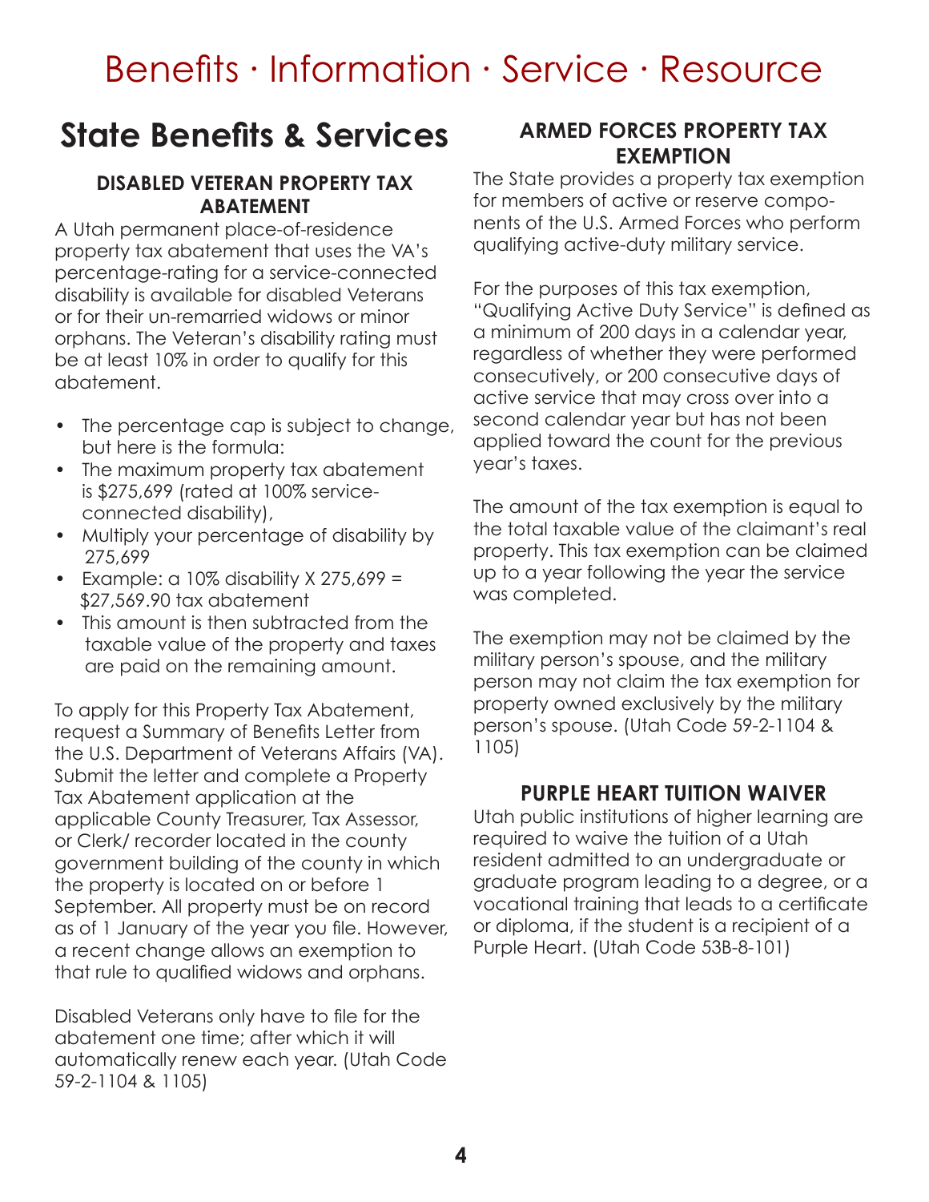# Benefits · Information · Service · Resource

## State Benefits & Services

### DISABLED VETERAN PROPERTY TAX ABATEMENT

A Utah permanent place-of-residence property tax abatement that uses the VA's percentage-rating for a service-connected disability is available for disabled Veterans or for their un-remarried widows or minor orphans. The Veteran's disability rating must be at least 10% in order to qualify for this abatement.

- The percentage cap is subject to change, but here is the formula:
- The maximum property tax abatement is $275,699 (rated at 100% service-connected disability),
- Multiply your percentage of disability by 275,699
- Example: a 10% disability X 275,699 = $27,569.90 tax abatement
- This amount is then subtracted from the taxable value of the property and taxes are paid on the remaining amount.

To apply for this Property Tax Abatement, request a Summary of Benefits Letter from the U.S. Department of Veterans Affairs (VA). Submit the letter and complete a Property Tax Abatement application at the applicable County Treasurer, Tax Assessor, or Clerk/ recorder located in the county government building of the county in which the property is located on or before 1 September. All property must be on record as of 1 January of the year you file. However, a recent change allows an exemption to that rule to qualified widows and orphans.

Disabled Veterans only have to file for the abatement one time; after which it will automatically renew each year. (Utah Code 59-2-1104 & 1105)

### ARMED FORCES PROPERTY TAX EXEMPTION

The State provides a property tax exemption for members of active or reserve components of the U.S. Armed Forces who perform qualifying active-duty military service.

For the purposes of this tax exemption, "Qualifying Active Duty Service" is defined as a minimum of 200 days in a calendar year, regardless of whether they were performed consecutively, or 200 consecutive days of active service that may cross over into a second calendar year but has not been applied toward the count for the previous year's taxes.

The amount of the tax exemption is equal to the total taxable value of the claimant's real property. This tax exemption can be claimed up to a year following the year the service was completed.

The exemption may not be claimed by the military person's spouse, and the military person may not claim the tax exemption for property owned exclusively by the military person's spouse. (Utah Code 59-2-1104 & 1105)

### PURPLE HEART TUITION WAIVER

Utah public institutions of higher learning are required to waive the tuition of a Utah resident admitted to an undergraduate or graduate program leading to a degree, or a vocational training that leads to a certificate or diploma, if the student is a recipient of a Purple Heart. (Utah Code 53B-8-101)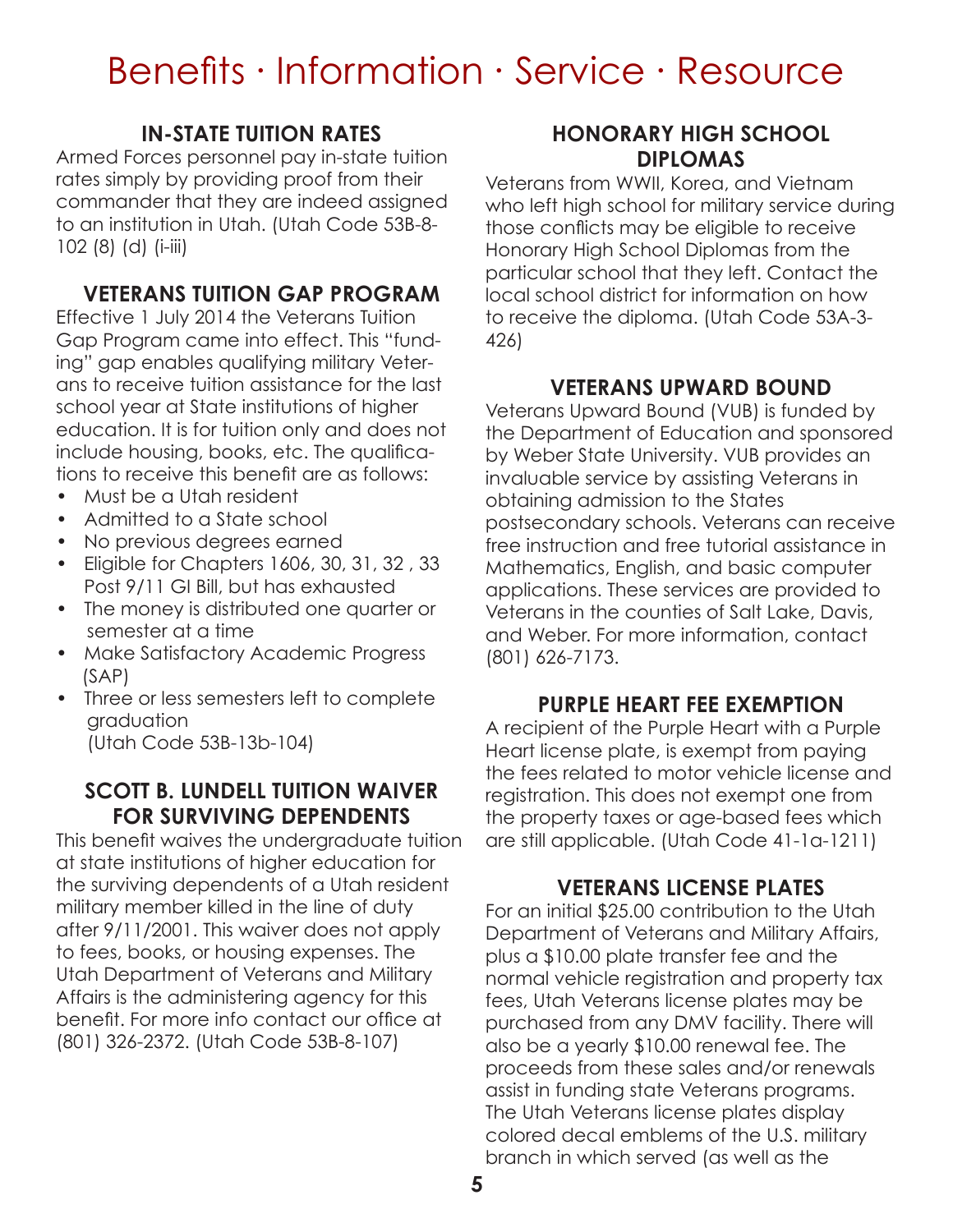# Benefits · Information · Service · Resource

## IN-STATE TUITION RATES

Armed Forces personnel pay in-state tuition rates simply by providing proof from their commander that they are indeed assigned to an institution in Utah. (Utah Code 53B-8-102 (8) (d) (i-iii)

## VETERANS TUITION GAP PROGRAM

Effective 1 July 2014 the Veterans Tuition Gap Program came into effect. This "funding" gap enables qualifying military Veterans to receive tuition assistance for the last school year at State institutions of higher education. It is for tuition only and does not include housing, books, etc. The qualifications to receive this benefit are as follows:

- Must be a Utah resident
- Admitted to a State school
- No previous degrees earned
- Eligible for Chapters 1606, 30, 31, 32 , 33 Post 9/11 GI Bill, but has exhausted
- The money is distributed one quarter or semester at a time
- Make Satisfactory Academic Progress (SAP)
- Three or less semesters left to complete graduation
  (Utah Code 53B-13b-104)

## SCOTT B. LUNDELL TUITION WAIVER FOR SURVIVING DEPENDENTS

This benefit waives the undergraduate tuition at state institutions of higher education for the surviving dependents of a Utah resident military member killed in the line of duty after 9/11/2001. This waiver does not apply to fees, books, or housing expenses. The Utah Department of Veterans and Military Affairs is the administering agency for this benefit. For more info contact our office at (801) 326-2372. (Utah Code 53B-8-107)

## HONORARY HIGH SCHOOL DIPLOMAS

Veterans from WWII, Korea, and Vietnam who left high school for military service during those conflicts may be eligible to receive Honorary High School Diplomas from the particular school that they left. Contact the local school district for information on how to receive the diploma. (Utah Code 53A-3-426)

## VETERANS UPWARD BOUND

Veterans Upward Bound (VUB) is funded by the Department of Education and sponsored by Weber State University. VUB provides an invaluable service by assisting Veterans in obtaining admission to the States postsecondary schools. Veterans can receive free instruction and free tutorial assistance in Mathematics, English, and basic computer applications. These services are provided to Veterans in the counties of Salt Lake, Davis, and Weber. For more information, contact (801) 626-7173.

## PURPLE HEART FEE EXEMPTION

A recipient of the Purple Heart with a Purple Heart license plate, is exempt from paying the fees related to motor vehicle license and registration. This does not exempt one from the property taxes or age-based fees which are still applicable. (Utah Code 41-1a-1211)

## VETERANS LICENSE PLATES

For an initial $25.00 contribution to the Utah Department of Veterans and Military Affairs, plus a $10.00 plate transfer fee and the normal vehicle registration and property tax fees, Utah Veterans license plates may be purchased from any DMV facility. There will also be a yearly $10.00 renewal fee. The proceeds from these sales and/or renewals assist in funding state Veterans programs. The Utah Veterans license plates display colored decal emblems of the U.S. military branch in which served (as well as the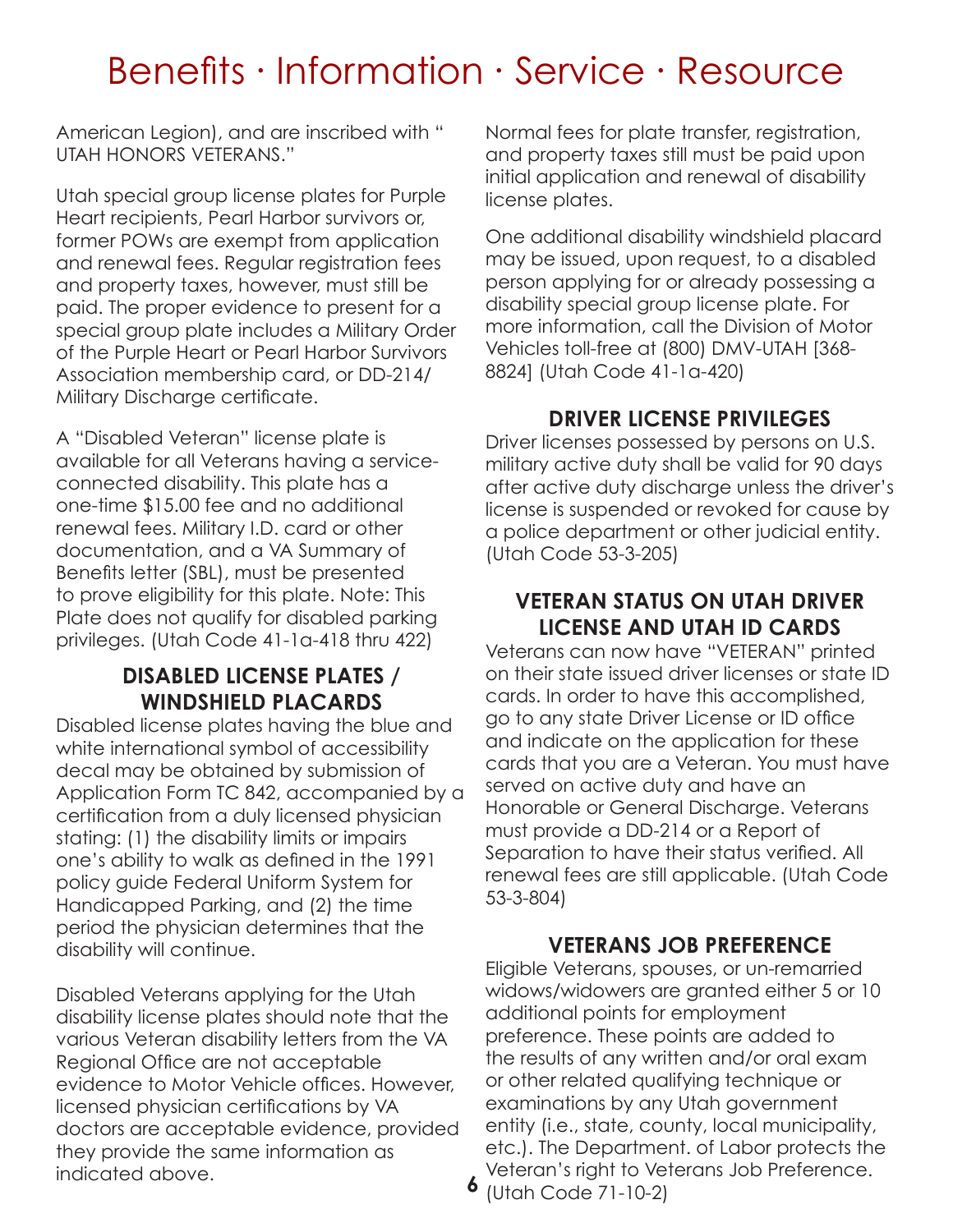American Legion), and are inscribed with " UTAH HONORS VETERANS."

Utah special group license plates for Purple Heart recipients, Pearl Harbor survivors or, former POWs are exempt from application and renewal fees. Regular registration fees and property taxes, however, must still be paid. The proper evidence to present for a special group plate includes a Military Order of the Purple Heart or Pearl Harbor Survivors Association membership card, or DD-214/ Military Discharge certificate.

A "Disabled Veteran" license plate is available for all Veterans having a service-connected disability. This plate has a one-time $15.00 fee and no additional renewal fees. Military I.D. card or other documentation, and a VA Summary of Benefits letter (SBL), must be presented to prove eligibility for this plate. Note: This Plate does not qualify for disabled parking privileges. (Utah Code 41-1a-418 thru 422)

## DISABLED LICENSE PLATES / WINDSHIELD PLACARDS

Disabled license plates having the blue and white international symbol of accessibility decal may be obtained by submission of Application Form TC 842, accompanied by a certification from a duly licensed physician stating: (1) the disability limits or impairs one's ability to walk as defined in the 1991 policy guide Federal Uniform System for Handicapped Parking, and (2) the time period the physician determines that the disability will continue.

Disabled Veterans applying for the Utah disability license plates should note that the various Veteran disability letters from the VA Regional Office are not acceptable evidence to Motor Vehicle offices. However, licensed physician certifications by VA doctors are acceptable evidence, provided they provide the same information as indicated above.

Normal fees for plate transfer, registration, and property taxes still must be paid upon initial application and renewal of disability license plates.

One additional disability windshield placard may be issued, upon request, to a disabled person applying for or already possessing a disability special group license plate. For more information, call the Division of Motor Vehicles toll-free at (800) DMV-UTAH [368-8824] (Utah Code 41-1a-420)

## DRIVER LICENSE PRIVILEGES

Driver licenses possessed by persons on U.S. military active duty shall be valid for 90 days after active duty discharge unless the driver's license is suspended or revoked for cause by a police department or other judicial entity. (Utah Code 53-3-205)

## VETERAN STATUS ON UTAH DRIVER LICENSE AND UTAH ID CARDS

Veterans can now have "VETERAN" printed on their state issued driver licenses or state ID cards. In order to have this accomplished, go to any state Driver License or ID office and indicate on the application for these cards that you are a Veteran. You must have served on active duty and have an Honorable or General Discharge. Veterans must provide a DD-214 or a Report of Separation to have their status verified. All renewal fees are still applicable. (Utah Code 53-3-804)

## VETERANS JOB PREFERENCE

Eligible Veterans, spouses, or un-remarried widows/widowers are granted either 5 or 10 additional points for employment preference. These points are added to the results of any written and/or oral exam or other related qualifying technique or examinations by any Utah government entity (i.e., state, county, local municipality, etc.). The Department. of Labor protects the Veteran's right to Veterans Job Preference. (Utah Code 71-10-2)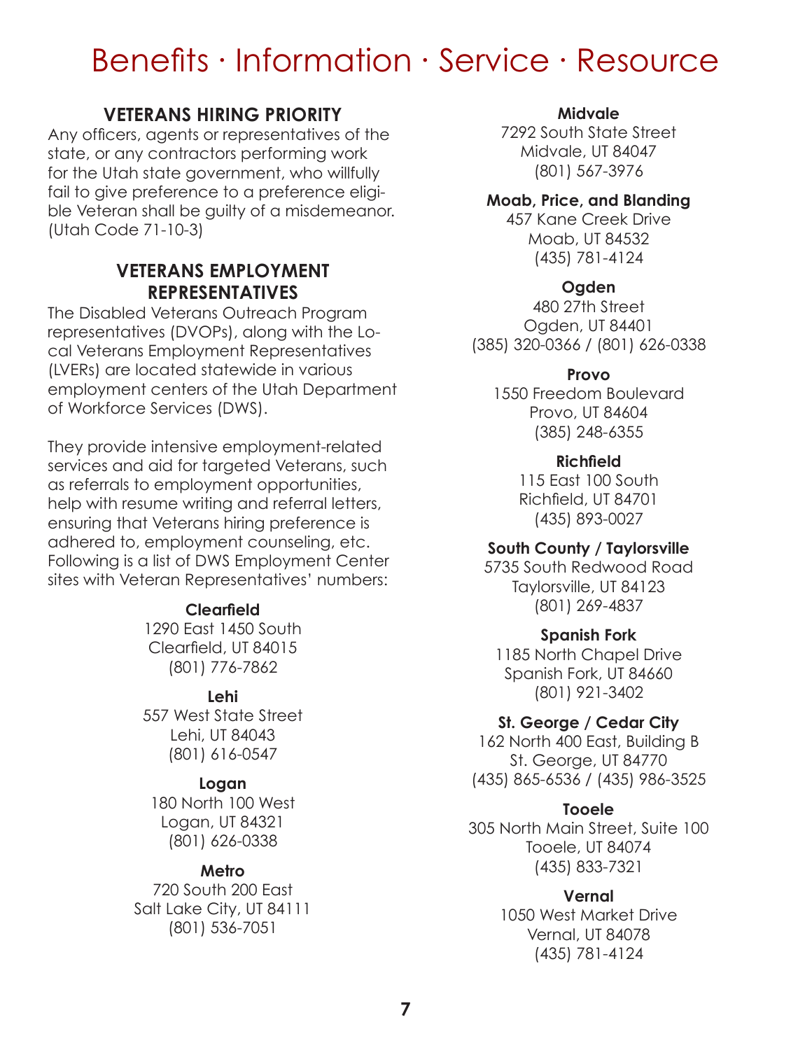# Benefits · Information · Service · Resource

## VETERANS HIRING PRIORITY

Any officers, agents or representatives of the state, or any contractors performing work for the Utah state government, who willfully fail to give preference to a preference eligible Veteran shall be guilty of a misdemeanor. (Utah Code 71-10-3)

## VETERANS EMPLOYMENT REPRESENTATIVES

The Disabled Veterans Outreach Program representatives (DVOPs), along with the Local Veterans Employment Representatives (LVERs) are located statewide in various employment centers of the Utah Department of Workforce Services (DWS).

They provide intensive employment-related services and aid for targeted Veterans, such as referrals to employment opportunities, help with resume writing and referral letters, ensuring that Veterans hiring preference is adhered to, employment counseling, etc. Following is a list of DWS Employment Center sites with Veteran Representatives' numbers:

**Clearfield**
1290 East 1450 South
Clearfield, UT 84015
(801) 776-7862

**Lehi**
557 West State Street
Lehi, UT 84043
(801) 616-0547

**Logan**
180 North 100 West
Logan, UT 84321
(801) 626-0338

**Metro**
720 South 200 East
Salt Lake City, UT 84111
(801) 536-7051

**Midvale**
7292 South State Street
Midvale, UT 84047
(801) 567-3976

**Moab, Price, and Blanding**
457 Kane Creek Drive
Moab, UT 84532
(435) 781-4124

**Ogden**
480 27th Street
Ogden, UT 84401
(385) 320-0366 / (801) 626-0338

**Provo**
1550 Freedom Boulevard
Provo, UT 84604
(385) 248-6355

**Richfield**
115 East 100 South
Richfield, UT 84701
(435) 893-0027

**South County / Taylorsville**
5735 South Redwood Road
Taylorsville, UT 84123
(801) 269-4837

**Spanish Fork**
1185 North Chapel Drive
Spanish Fork, UT 84660
(801) 921-3402

**St. George / Cedar City**
162 North 400 East, Building B
St. George, UT 84770
(435) 865-6536 / (435) 986-3525

**Tooele**
305 North Main Street, Suite 100
Tooele, UT 84074
(435) 833-7321

**Vernal**
1050 West Market Drive
Vernal, UT 84078
(435) 781-4124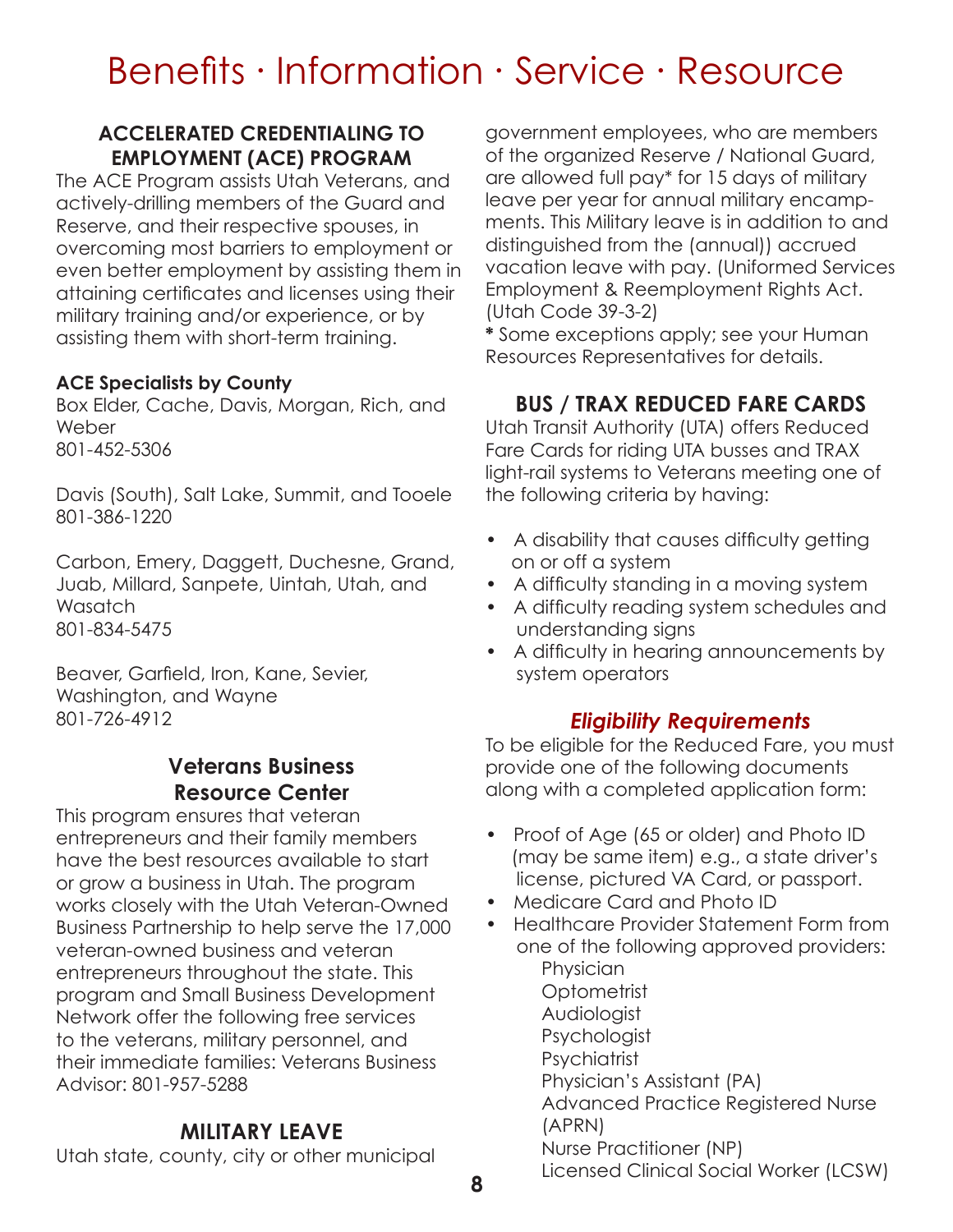# Benefits · Information · Service · Resource

## ACCELERATED CREDENTIALING TO EMPLOYMENT (ACE) PROGRAM

The ACE Program assists Utah Veterans, and actively-drilling members of the Guard and Reserve, and their respective spouses, in overcoming most barriers to employment or even better employment by assisting them in attaining certificates and licenses using their military training and/or experience, or by assisting them with short-term training.

**ACE Specialists by County**

Box Elder, Cache, Davis, Morgan, Rich, and Weber
801-452-5306

Davis (South), Salt Lake, Summit, and Tooele
801-386-1220

Carbon, Emery, Daggett, Duchesne, Grand, Juab, Millard, Sanpete, Uintah, Utah, and Wasatch
801-834-5475

Beaver, Garfield, Iron, Kane, Sevier, Washington, and Wayne
801-726-4912

## Veterans Business Resource Center

This program ensures that veteran entrepreneurs and their family members have the best resources available to start or grow a business in Utah. The program works closely with the Utah Veteran-Owned Business Partnership to help serve the 17,000 veteran-owned business and veteran entrepreneurs throughout the state. This program and Small Business Development Network offer the following free services to the veterans, military personnel, and their immediate families: Veterans Business Advisor: 801-957-5288

## MILITARY LEAVE

Utah state, county, city or other municipal government employees, who are members of the organized Reserve / National Guard, are allowed full pay* for 15 days of military leave per year for annual military encampments. This Military leave is in addition to and distinguished from the (annual)) accrued vacation leave with pay. (Uniformed Services Employment & Reemployment Rights Act. (Utah Code 39-3-2)

**\*** Some exceptions apply; see your Human Resources Representatives for details.

## BUS / TRAX REDUCED FARE CARDS

Utah Transit Authority (UTA) offers Reduced Fare Cards for riding UTA busses and TRAX light-rail systems to Veterans meeting one of the following criteria by having:

- A disability that causes difficulty getting on or off a system
- A difficulty standing in a moving system
- A difficulty reading system schedules and understanding signs
- A difficulty in hearing announcements by system operators

### *Eligibility Requirements*

To be eligible for the Reduced Fare, you must provide one of the following documents along with a completed application form:

- Proof of Age (65 or older) and Photo ID (may be same item) e.g., a state driver's license, pictured VA Card, or passport.
- Medicare Card and Photo ID
- Healthcare Provider Statement Form from one of the following approved providers:
  - Physician
  - Optometrist
  - Audiologist
  - Psychologist
  - Psychiatrist
  - Physician's Assistant (PA)
  - Advanced Practice Registered Nurse (APRN)
  - Nurse Practitioner (NP)
  - Licensed Clinical Social Worker (LCSW)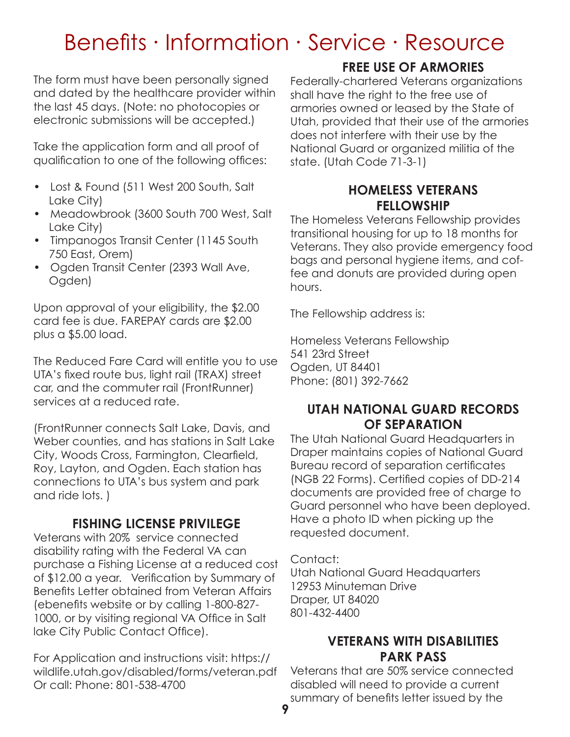# Benefits · Information · Service · Resource

The form must have been personally signed and dated by the healthcare provider within the last 45 days. (Note: no photocopies or electronic submissions will be accepted.)

Take the application form and all proof of qualification to one of the following offices:

- Lost & Found (511 West 200 South, Salt Lake City)
- Meadowbrook (3600 South 700 West, Salt Lake City)
- Timpanogos Transit Center (1145 South 750 East, Orem)
- Ogden Transit Center (2393 Wall Ave, Ogden)

Upon approval of your eligibility, the $2.00 card fee is due. FAREPAY cards are $2.00 plus a $5.00 load.

The Reduced Fare Card will entitle you to use UTA's fixed route bus, light rail (TRAX) street car, and the commuter rail (FrontRunner) services at a reduced rate.

(FrontRunner connects Salt Lake, Davis, and Weber counties, and has stations in Salt Lake City, Woods Cross, Farmington, Clearfield, Roy, Layton, and Ogden. Each station has connections to UTA's bus system and park and ride lots. )

## FISHING LICENSE PRIVILEGE

Veterans with 20% service connected disability rating with the Federal VA can purchase a Fishing License at a reduced cost of $12.00 a year. Verification by Summary of Benefits Letter obtained from Veteran Affairs (ebenefits website or by calling 1-800-827-1000, or by visiting regional VA Office in Salt lake City Public Contact Office).

For Application and instructions visit: https://wildlife.utah.gov/disabled/forms/veteran.pdf
Or call: Phone: 801-538-4700

## FREE USE OF ARMORIES

Federally-chartered Veterans organizations shall have the right to the free use of armories owned or leased by the State of Utah, provided that their use of the armories does not interfere with their use by the National Guard or organized militia of the state. (Utah Code 71-3-1)

## HOMELESS VETERANS FELLOWSHIP

The Homeless Veterans Fellowship provides transitional housing for up to 18 months for Veterans. They also provide emergency food bags and personal hygiene items, and coffee and donuts are provided during open hours.

The Fellowship address is:

Homeless Veterans Fellowship
541 23rd Street
Ogden, UT 84401
Phone: (801) 392-7662

## UTAH NATIONAL GUARD RECORDS OF SEPARATION

The Utah National Guard Headquarters in Draper maintains copies of National Guard Bureau record of separation certificates (NGB 22 Forms). Certified copies of DD-214 documents are provided free of charge to Guard personnel who have been deployed. Have a photo ID when picking up the requested document.

Contact:
Utah National Guard Headquarters
12953 Minuteman Drive
Draper, UT 84020
801-432-4400

## VETERANS WITH DISABILITIES PARK PASS

Veterans that are 50% service connected disabled will need to provide a current summary of benefits letter issued by the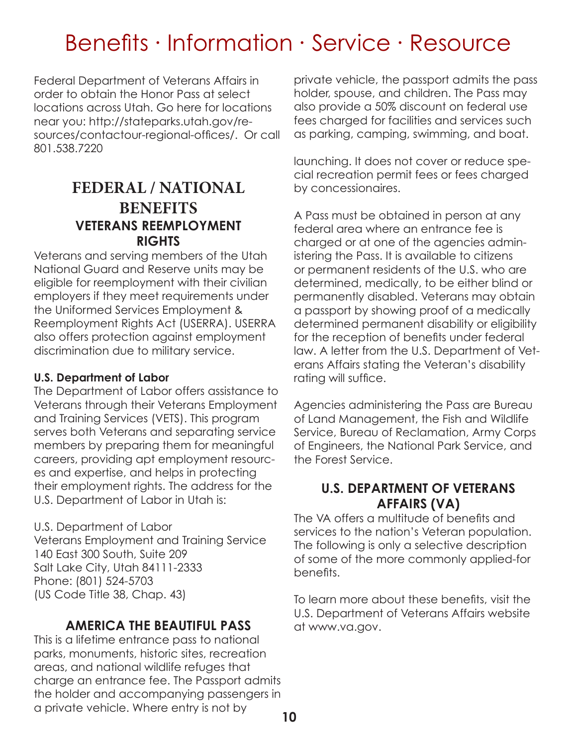Federal Department of Veterans Affairs in order to obtain the Honor Pass at select locations across Utah. Go here for locations near you: http://stateparks.utah.gov/resources/contactour-regional-offices/. Or call 801.538.7220

## FEDERAL / NATIONAL BENEFITS

### VETERANS REEMPLOYMENT RIGHTS

Veterans and serving members of the Utah National Guard and Reserve units may be eligible for reemployment with their civilian employers if they meet requirements under the Uniformed Services Employment & Reemployment Rights Act (USERRA). USERRA also offers protection against employment discrimination due to military service.

**U.S. Department of Labor**

The Department of Labor offers assistance to Veterans through their Veterans Employment and Training Services (VETS). This program serves both Veterans and separating service members by preparing them for meaningful careers, providing apt employment resources and expertise, and helps in protecting their employment rights. The address for the U.S. Department of Labor in Utah is:

U.S. Department of Labor
Veterans Employment and Training Service
140 East 300 South, Suite 209
Salt Lake City, Utah 84111-2333
Phone: (801) 524-5703
(US Code Title 38, Chap. 43)

### AMERICA THE BEAUTIFUL PASS

This is a lifetime entrance pass to national parks, monuments, historic sites, recreation areas, and national wildlife refuges that charge an entrance fee. The Passport admits the holder and accompanying passengers in a private vehicle. Where entry is not by private vehicle, the passport admits the pass holder, spouse, and children. The Pass may also provide a 50% discount on federal use fees charged for facilities and services such as parking, camping, swimming, and boat.

launching. It does not cover or reduce special recreation permit fees or fees charged by concessionaires.

A Pass must be obtained in person at any federal area where an entrance fee is charged or at one of the agencies administering the Pass. It is available to citizens or permanent residents of the U.S. who are determined, medically, to be either blind or permanently disabled. Veterans may obtain a passport by showing proof of a medically determined permanent disability or eligibility for the reception of benefits under federal law. A letter from the U.S. Department of Veterans Affairs stating the Veteran's disability rating will suffice.

Agencies administering the Pass are Bureau of Land Management, the Fish and Wildlife Service, Bureau of Reclamation, Army Corps of Engineers, the National Park Service, and the Forest Service.

### U.S. DEPARTMENT OF VETERANS AFFAIRS (VA)

The VA offers a multitude of benefits and services to the nation's Veteran population. The following is only a selective description of some of the more commonly applied-for benefits.

To learn more about these benefits, visit the U.S. Department of Veterans Affairs website at www.va.gov.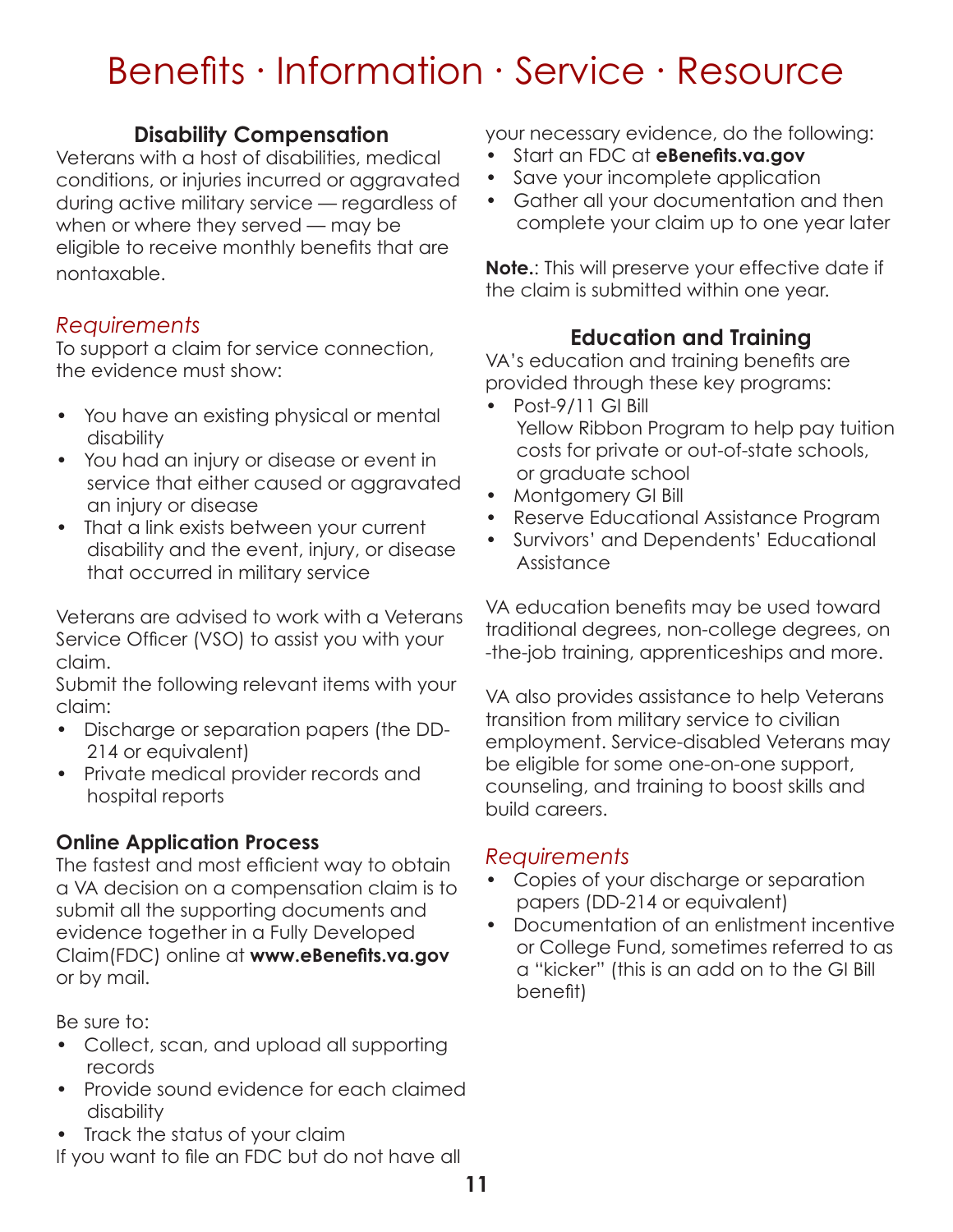# Benefits · Information · Service · Resource

## Disability Compensation

Veterans with a host of disabilities, medical conditions, or injuries incurred or aggravated during active military service — regardless of when or where they served — may be eligible to receive monthly benefits that are nontaxable.

### *Requirements*

To support a claim for service connection, the evidence must show:

- You have an existing physical or mental disability
- You had an injury or disease or event in service that either caused or aggravated an injury or disease
- That a link exists between your current disability and the event, injury, or disease that occurred in military service

Veterans are advised to work with a Veterans Service Officer (VSO) to assist you with your claim.

Submit the following relevant items with your claim:

- Discharge or separation papers (the DD-214 or equivalent)
- Private medical provider records and hospital reports

### Online Application Process

The fastest and most efficient way to obtain a VA decision on a compensation claim is to submit all the supporting documents and evidence together in a Fully Developed Claim(FDC) online at **www.eBenefits.va.gov** or by mail.

Be sure to:

- Collect, scan, and upload all supporting records
- Provide sound evidence for each claimed disability
- Track the status of your claim

If you want to file an FDC but do not have all your necessary evidence, do the following:

- Start an FDC at **eBenefits.va.gov**
- Save your incomplete application
- Gather all your documentation and then complete your claim up to one year later

**Note.**: This will preserve your effective date if the claim is submitted within one year.

## Education and Training

VA's education and training benefits are provided through these key programs:

- Post-9/11 GI Bill
  Yellow Ribbon Program to help pay tuition costs for private or out-of-state schools, or graduate school
- Montgomery GI Bill
- Reserve Educational Assistance Program
- Survivors' and Dependents' Educational Assistance

VA education benefits may be used toward traditional degrees, non-college degrees, on-the-job training, apprenticeships and more.

VA also provides assistance to help Veterans transition from military service to civilian employment. Service-disabled Veterans may be eligible for some one-on-one support, counseling, and training to boost skills and build careers.

### *Requirements*

- Copies of your discharge or separation papers (DD-214 or equivalent)
- Documentation of an enlistment incentive or College Fund, sometimes referred to as a "kicker" (this is an add on to the GI Bill benefit)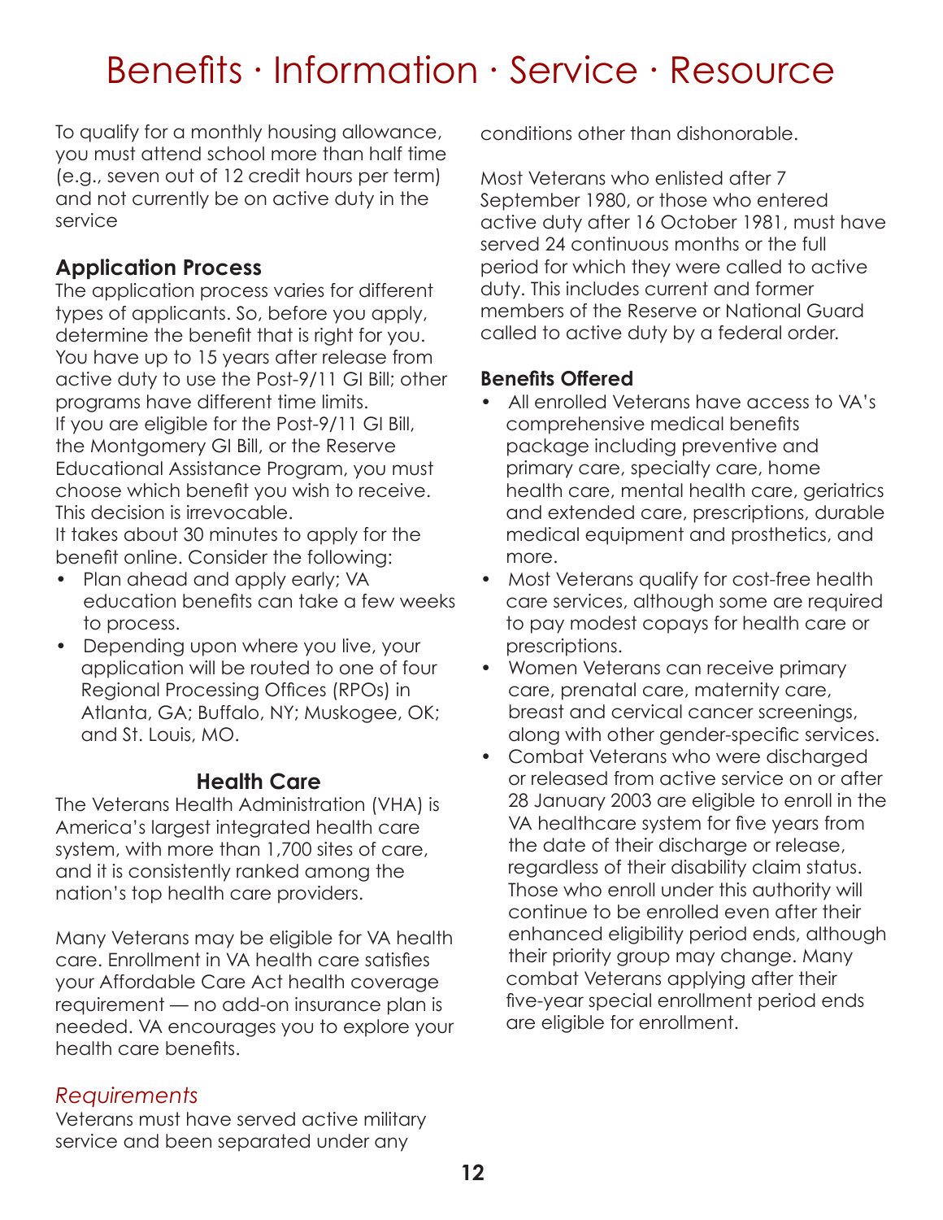To qualify for a monthly housing allowance, you must attend school more than half time (e.g., seven out of 12 credit hours per term) and not currently be on active duty in the service

### Application Process

The application process varies for different types of applicants. So, before you apply, determine the benefit that is right for you. You have up to 15 years after release from active duty to use the Post-9/11 GI Bill; other programs have different time limits.
If you are eligible for the Post-9/11 GI Bill, the Montgomery GI Bill, or the Reserve Educational Assistance Program, you must choose which benefit you wish to receive. This decision is irrevocable.
It takes about 30 minutes to apply for the benefit online. Consider the following:

- Plan ahead and apply early; VA education benefits can take a few weeks to process.
- Depending upon where you live, your application will be routed to one of four Regional Processing Offices (RPOs) in Atlanta, GA; Buffalo, NY; Muskogee, OK; and St. Louis, MO.

## Health Care

The Veterans Health Administration (VHA) is America's largest integrated health care system, with more than 1,700 sites of care, and it is consistently ranked among the nation's top health care providers.

Many Veterans may be eligible for VA health care. Enrollment in VA health care satisfies your Affordable Care Act health coverage requirement — no add-on insurance plan is needed. VA encourages you to explore your health care benefits.

### *Requirements*

Veterans must have served active military service and been separated under any conditions other than dishonorable.

Most Veterans who enlisted after 7 September 1980, or those who entered active duty after 16 October 1981, must have served 24 continuous months or the full period for which they were called to active duty. This includes current and former members of the Reserve or National Guard called to active duty by a federal order.

### Benefits Offered

- All enrolled Veterans have access to VA's comprehensive medical benefits package including preventive and primary care, specialty care, home health care, mental health care, geriatrics and extended care, prescriptions, durable medical equipment and prosthetics, and more.
- Most Veterans qualify for cost-free health care services, although some are required to pay modest copays for health care or prescriptions.
- Women Veterans can receive primary care, prenatal care, maternity care, breast and cervical cancer screenings, along with other gender-specific services.
- Combat Veterans who were discharged or released from active service on or after 28 January 2003 are eligible to enroll in the VA healthcare system for five years from the date of their discharge or release, regardless of their disability claim status. Those who enroll under this authority will continue to be enrolled even after their enhanced eligibility period ends, although their priority group may change. Many combat Veterans applying after their five-year special enrollment period ends are eligible for enrollment.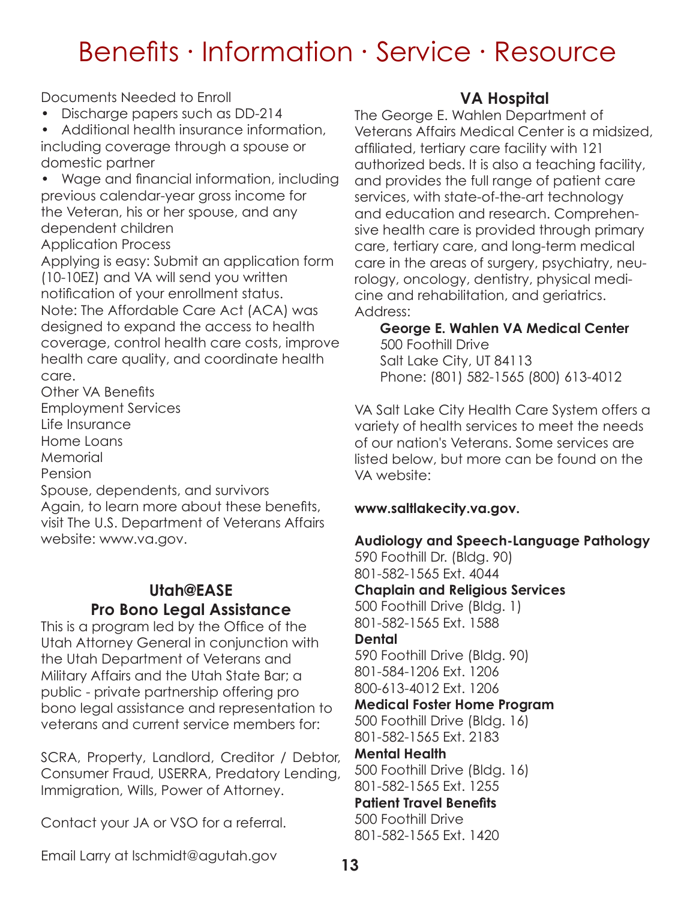# Benefits · Information · Service · Resource

Documents Needed to Enroll

- Discharge papers such as DD-214
- Additional health insurance information, including coverage through a spouse or domestic partner
- Wage and financial information, including previous calendar-year gross income for the Veteran, his or her spouse, and any dependent children

Application Process

Applying is easy: Submit an application form (10-10EZ) and VA will send you written notification of your enrollment status.

Note: The Affordable Care Act (ACA) was designed to expand the access to health coverage, control health care costs, improve health care quality, and coordinate health care.

Other VA Benefits

Employment Services

Life Insurance

Home Loans

Memorial

Pension

Spouse, dependents, and survivors

Again, to learn more about these benefits, visit The U.S. Department of Veterans Affairs website: www.va.gov.

## Utah@EASE Pro Bono Legal Assistance

This is a program led by the Office of the Utah Attorney General in conjunction with the Utah Department of Veterans and Military Affairs and the Utah State Bar; a public - private partnership offering pro bono legal assistance and representation to veterans and current service members for:

SCRA, Property, Landlord, Creditor / Debtor, Consumer Fraud, USERRA, Predatory Lending, Immigration, Wills, Power of Attorney.

Contact your JA or VSO for a referral.

Email Larry at lschmidt@agutah.gov

## VA Hospital

The George E. Wahlen Department of Veterans Affairs Medical Center is a midsized, affiliated, tertiary care facility with 121 authorized beds. It is also a teaching facility, and provides the full range of patient care services, with state-of-the-art technology and education and research. Comprehensive health care is provided through primary care, tertiary care, and long-term medical care in the areas of surgery, psychiatry, neurology, oncology, dentistry, physical medicine and rehabilitation, and geriatrics.

Address:

**George E. Wahlen VA Medical Center**
500 Foothill Drive
Salt Lake City, UT 84113
Phone: (801) 582-1565 (800) 613-4012

VA Salt Lake City Health Care System offers a variety of health services to meet the needs of our nation's Veterans. Some services are listed below, but more can be found on the VA website:

**www.saltlakecity.va.gov.**

**Audiology and Speech-Language Pathology**
590 Foothill Dr. (Bldg. 90)
801-582-1565 Ext. 4044

**Chaplain and Religious Services**
500 Foothill Drive (Bldg. 1)
801-582-1565 Ext. 1588

**Dental**
590 Foothill Drive (Bldg. 90)
801-584-1206 Ext. 1206
800-613-4012 Ext. 1206

**Medical Foster Home Program**
500 Foothill Drive (Bldg. 16)
801-582-1565 Ext. 2183

**Mental Health**
500 Foothill Drive (Bldg. 16)
801-582-1565 Ext. 1255

**Patient Travel Benefits**
500 Foothill Drive
801-582-1565 Ext. 1420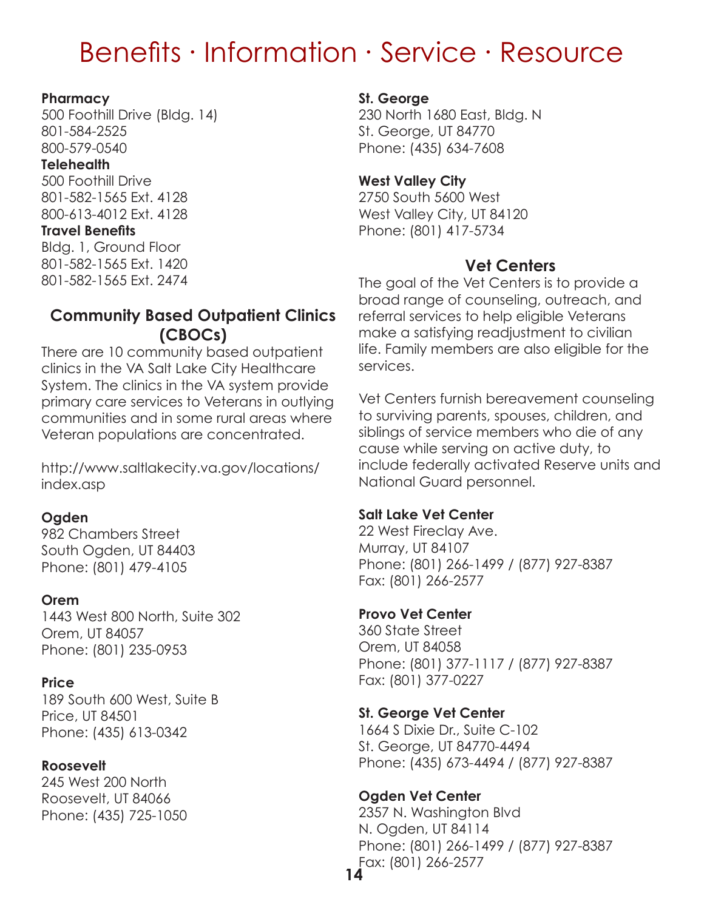# Benefits · Information · Service · Resource

**Pharmacy**
500 Foothill Drive (Bldg. 14)
801-584-2525
800-579-0540

**Telehealth**
500 Foothill Drive
801-582-1565 Ext. 4128
800-613-4012 Ext. 4128

**Travel Benefits**
Bldg. 1, Ground Floor
801-582-1565 Ext. 1420
801-582-1565 Ext. 2474

## Community Based Outpatient Clinics (CBOCs)

There are 10 community based outpatient clinics in the VA Salt Lake City Healthcare System. The clinics in the VA system provide primary care services to Veterans in outlying communities and in some rural areas where Veteran populations are concentrated.

http://www.saltlakecity.va.gov/locations/index.asp

**Ogden**
982 Chambers Street
South Ogden, UT 84403
Phone: (801) 479-4105

**Orem**
1443 West 800 North, Suite 302
Orem, UT 84057
Phone: (801) 235-0953

**Price**
189 South 600 West, Suite B
Price, UT 84501
Phone: (435) 613-0342

**Roosevelt**
245 West 200 North
Roosevelt, UT 84066
Phone: (435) 725-1050

**St. George**
230 North 1680 East, Bldg. N
St. George, UT 84770
Phone: (435) 634-7608

**West Valley City**
2750 South 5600 West
West Valley City, UT 84120
Phone: (801) 417-5734

## Vet Centers

The goal of the Vet Centers is to provide a broad range of counseling, outreach, and referral services to help eligible Veterans make a satisfying readjustment to civilian life. Family members are also eligible for the services.

Vet Centers furnish bereavement counseling to surviving parents, spouses, children, and siblings of service members who die of any cause while serving on active duty, to include federally activated Reserve units and National Guard personnel.

**Salt Lake Vet Center**
22 West Fireclay Ave.
Murray, UT 84107
Phone: (801) 266-1499 / (877) 927-8387
Fax: (801) 266-2577

**Provo Vet Center**
360 State Street
Orem, UT 84058
Phone: (801) 377-1117 / (877) 927-8387
Fax: (801) 377-0227

**St. George Vet Center**
1664 S Dixie Dr., Suite C-102
St. George, UT 84770-4494
Phone: (435) 673-4494 / (877) 927-8387

**Ogden Vet Center**
2357 N. Washington Blvd
N. Ogden, UT 84114
Phone: (801) 266-1499 / (877) 927-8387
Fax: (801) 266-2577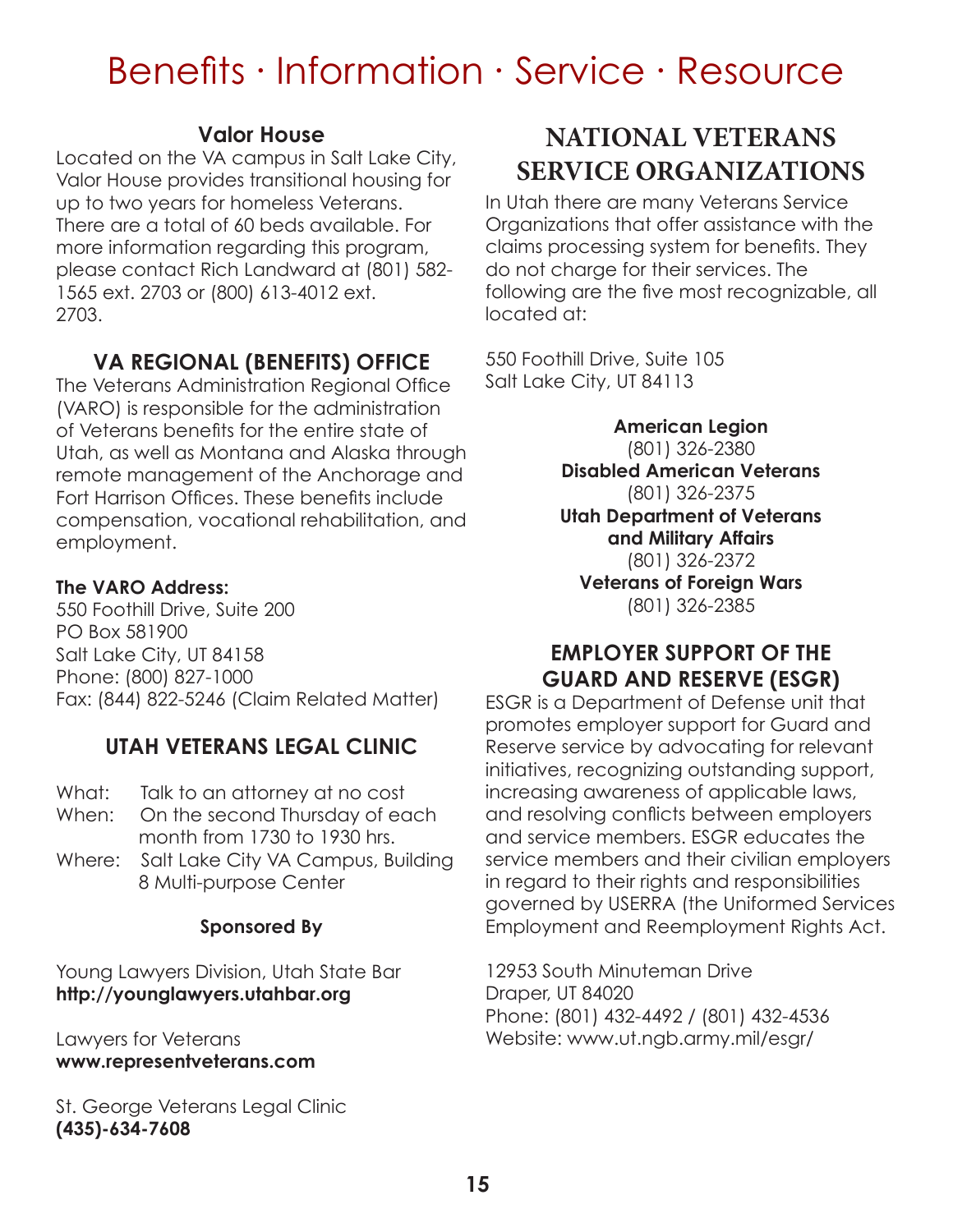# Benefits · Information · Service · Resource

### Valor House

Located on the VA campus in Salt Lake City, Valor House provides transitional housing for up to two years for homeless Veterans. There are a total of 60 beds available. For more information regarding this program, please contact Rich Landward at (801) 582-1565 ext. 2703 or (800) 613-4012 ext. 2703.

## VA REGIONAL (BENEFITS) OFFICE

The Veterans Administration Regional Office (VARO) is responsible for the administration of Veterans benefits for the entire state of Utah, as well as Montana and Alaska through remote management of the Anchorage and Fort Harrison Offices. These benefits include compensation, vocational rehabilitation, and employment.

**The VARO Address:**
550 Foothill Drive, Suite 200
PO Box 581900
Salt Lake City, UT 84158
Phone: (800) 827-1000
Fax: (844) 822-5246 (Claim Related Matter)

## UTAH VETERANS LEGAL CLINIC

What: Talk to an attorney at no cost
When: On the second Thursday of each month from 1730 to 1930 hrs.
Where: Salt Lake City VA Campus, Building 8 Multi-purpose Center

**Sponsored By**

Young Lawyers Division, Utah State Bar
**http://younglawyers.utahbar.org**

Lawyers for Veterans
**www.representveterans.com**

St. George Veterans Legal Clinic
**(435)-634-7608**

## NATIONAL VETERANS SERVICE ORGANIZATIONS

In Utah there are many Veterans Service Organizations that offer assistance with the claims processing system for benefits. They do not charge for their services. The following are the five most recognizable, all located at:

550 Foothill Drive, Suite 105
Salt Lake City, UT 84113

**American Legion**
(801) 326-2380
**Disabled American Veterans**
(801) 326-2375
**Utah Department of Veterans and Military Affairs**
(801) 326-2372
**Veterans of Foreign Wars**
(801) 326-2385

## EMPLOYER SUPPORT OF THE GUARD AND RESERVE (ESGR)

ESGR is a Department of Defense unit that promotes employer support for Guard and Reserve service by advocating for relevant initiatives, recognizing outstanding support, increasing awareness of applicable laws, and resolving conflicts between employers and service members. ESGR educates the service members and their civilian employers in regard to their rights and responsibilities governed by USERRA (the Uniformed Services Employment and Reemployment Rights Act.

12953 South Minuteman Drive
Draper, UT 84020
Phone: (801) 432-4492 / (801) 432-4536
Website: www.ut.ngb.army.mil/esgr/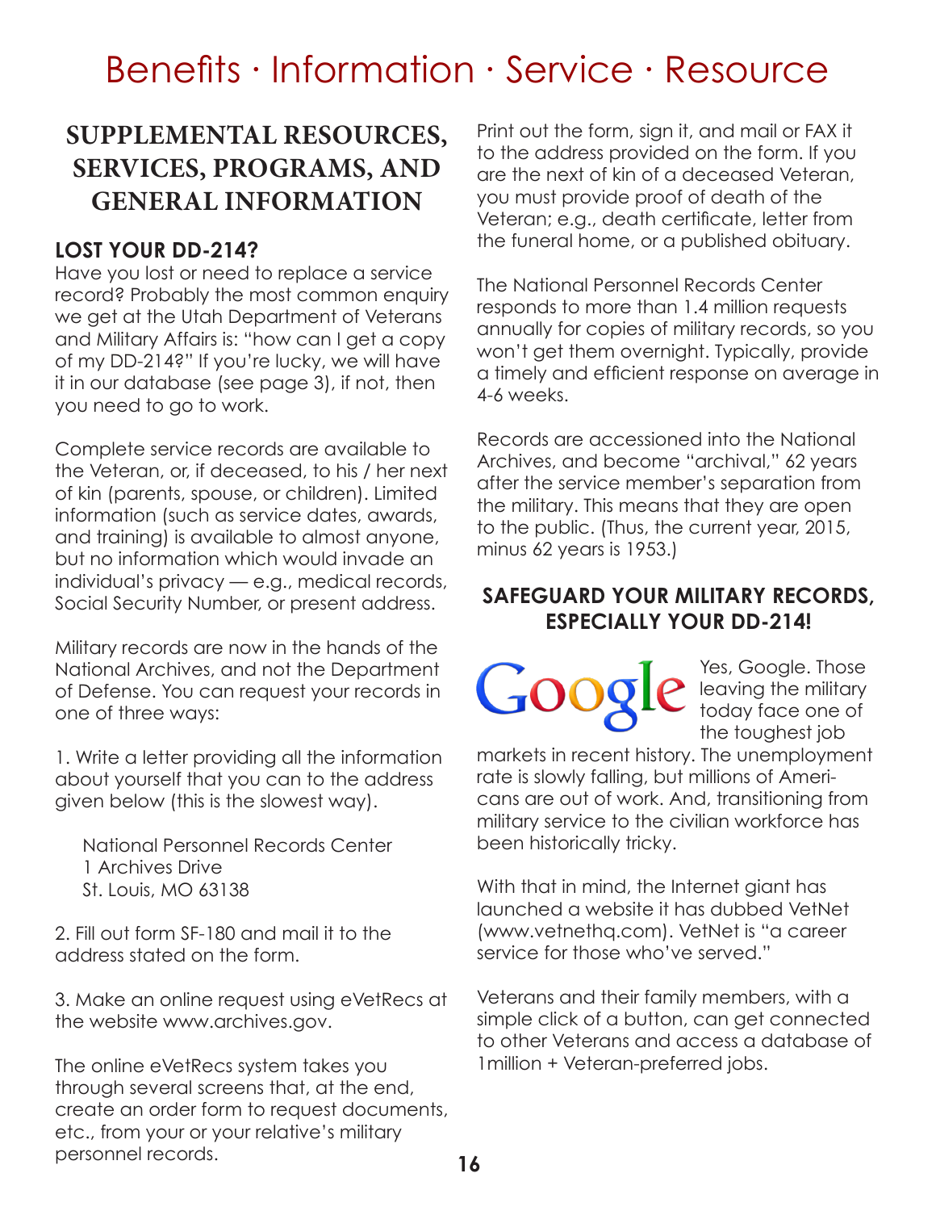# Benefits · Information · Service · Resource

## SUPPLEMENTAL RESOURCES, SERVICES, PROGRAMS, AND GENERAL INFORMATION

### LOST YOUR DD-214?

Have you lost or need to replace a service record? Probably the most common enquiry we get at the Utah Department of Veterans and Military Affairs is: "how can I get a copy of my DD-214?" If you're lucky, we will have it in our database (see page 3), if not, then you need to go to work.

Complete service records are available to the Veteran, or, if deceased, to his / her next of kin (parents, spouse, or children). Limited information (such as service dates, awards, and training) is available to almost anyone, but no information which would invade an individual's privacy — e.g., medical records, Social Security Number, or present address.

Military records are now in the hands of the National Archives, and not the Department of Defense. You can request your records in one of three ways:

1. Write a letter providing all the information about yourself that you can to the address given below (this is the slowest way).

   National Personnel Records Center
   1 Archives Drive
   St. Louis, MO 63138

2. Fill out form SF-180 and mail it to the address stated on the form.

3. Make an online request using eVetRecs at the website www.archives.gov.

The online eVetRecs system takes you through several screens that, at the end, create an order form to request documents, etc., from your or your relative's military personnel records.

Print out the form, sign it, and mail or FAX it to the address provided on the form. If you are the next of kin of a deceased Veteran, you must provide proof of death of the Veteran; e.g., death certificate, letter from the funeral home, or a published obituary.

The National Personnel Records Center responds to more than 1.4 million requests annually for copies of military records, so you won't get them overnight. Typically, provide a timely and efficient response on average in 4-6 weeks.

Records are accessioned into the National Archives, and become "archival," 62 years after the service member's separation from the military. This means that they are open to the public. (Thus, the current year, 2015, minus 62 years is 1953.)

### SAFEGUARD YOUR MILITARY RECORDS, ESPECIALLY YOUR DD-214!

Google

Yes, Google. Those leaving the military today face one of the toughest job markets in recent history. The unemployment rate is slowly falling, but millions of Americans are out of work. And, transitioning from military service to the civilian workforce has been historically tricky.

With that in mind, the Internet giant has launched a website it has dubbed VetNet (www.vetnethq.com). VetNet is "a career service for those who've served."

Veterans and their family members, with a simple click of a button, can get connected to other Veterans and access a database of 1million + Veteran-preferred jobs.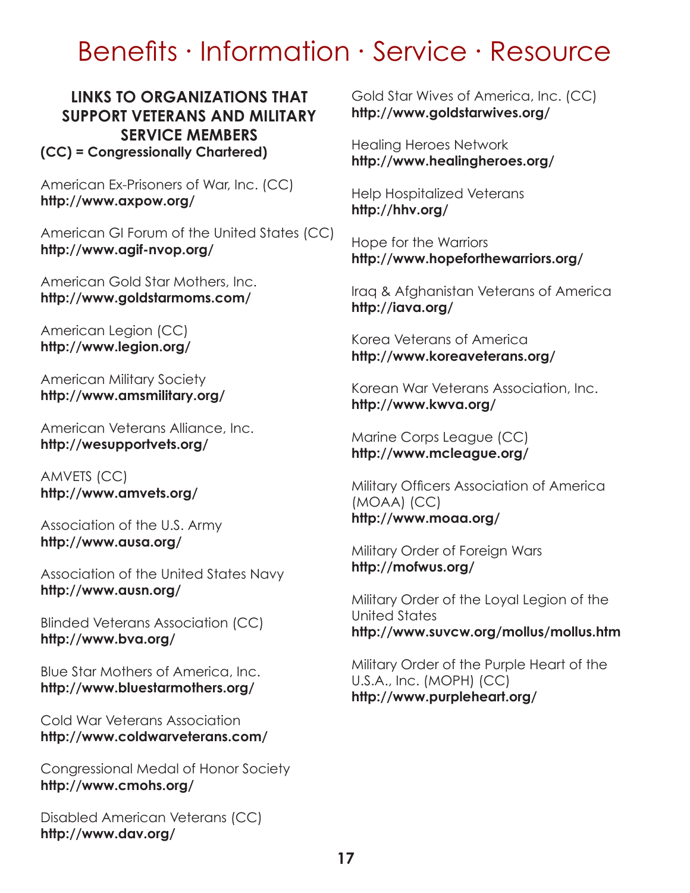# Benefits · Information · Service · Resource

## LINKS TO ORGANIZATIONS THAT SUPPORT VETERANS AND MILITARY SERVICE MEMBERS

**(CC) = Congressionally Chartered)**

American Ex-Prisoners of War, Inc. (CC)
**http://www.axpow.org/**

American GI Forum of the United States (CC)
**http://www.agif-nvop.org/**

American Gold Star Mothers, Inc.
**http://www.goldstarmoms.com/**

American Legion (CC)
**http://www.legion.org/**

American Military Society
**http://www.amsmilitary.org/**

American Veterans Alliance, Inc.
**http://wesupportvets.org/**

AMVETS (CC)
**http://www.amvets.org/**

Association of the U.S. Army
**http://www.ausa.org/**

Association of the United States Navy
**http://www.ausn.org/**

Blinded Veterans Association (CC)
**http://www.bva.org/**

Blue Star Mothers of America, Inc.
**http://www.bluestarmothers.org/**

Cold War Veterans Association
**http://www.coldwarveterans.com/**

Congressional Medal of Honor Society
**http://www.cmohs.org/**

Disabled American Veterans (CC)
**http://www.dav.org/**

Gold Star Wives of America, Inc. (CC)
**http://www.goldstarwives.org/**

Healing Heroes Network
**http://www.healingheroes.org/**

Help Hospitalized Veterans
**http://hhv.org/**

Hope for the Warriors
**http://www.hopeforthewarriors.org/**

Iraq & Afghanistan Veterans of America
**http://iava.org/**

Korea Veterans of America
**http://www.koreaveterans.org/**

Korean War Veterans Association, Inc.
**http://www.kwva.org/**

Marine Corps League (CC)
**http://www.mcleague.org/**

Military Officers Association of America (MOAA) (CC)
**http://www.moaa.org/**

Military Order of Foreign Wars
**http://mofwus.org/**

Military Order of the Loyal Legion of the United States
**http://www.suvcw.org/mollus/mollus.htm**

Military Order of the Purple Heart of the U.S.A., Inc. (MOPH) (CC)
**http://www.purpleheart.org/**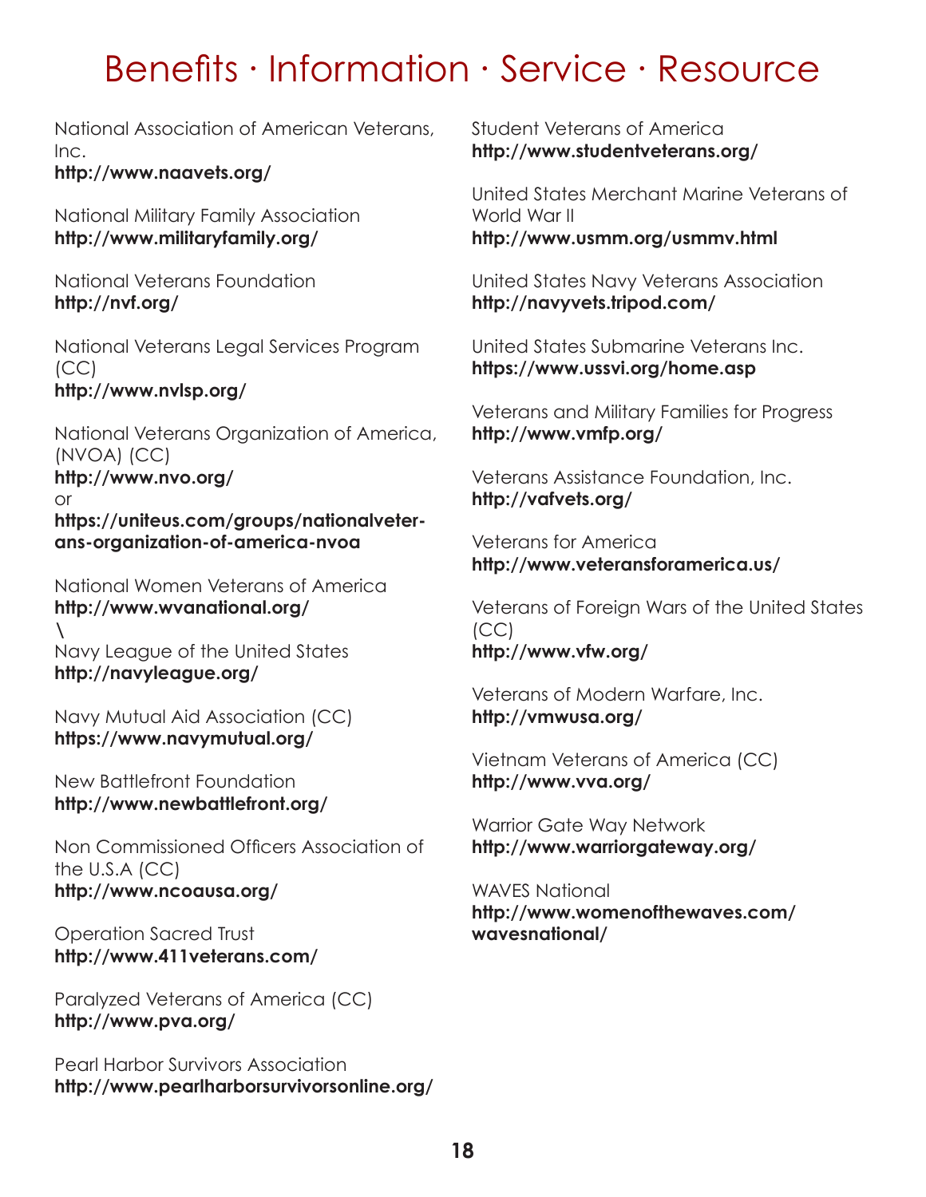# Benefits · Information · Service · Resource

National Association of American Veterans, Inc.
**http://www.naavets.org/**

National Military Family Association
**http://www.militaryfamily.org/**

National Veterans Foundation
**http://nvf.org/**

National Veterans Legal Services Program (CC)
**http://www.nvlsp.org/**

National Veterans Organization of America, (NVOA) (CC)
**http://www.nvo.org/**
or
**https://uniteus.com/groups/nationalveterans-organization-of-america-nvoa**

National Women Veterans of America
**http://www.wvanational.org/**
\
Navy League of the United States
**http://navyleague.org/**

Navy Mutual Aid Association (CC)
**https://www.navymutual.org/**

New Battlefront Foundation
**http://www.newbattlefront.org/**

Non Commissioned Officers Association of the U.S.A (CC)
**http://www.ncoausa.org/**

Operation Sacred Trust
**http://www.411veterans.com/**

Paralyzed Veterans of America (CC)
**http://www.pva.org/**

Pearl Harbor Survivors Association
**http://www.pearlharborsurvivorsonline.org/**

Student Veterans of America
**http://www.studentveterans.org/**

United States Merchant Marine Veterans of World War II
**http://www.usmm.org/usmmv.html**

United States Navy Veterans Association
**http://navyvets.tripod.com/**

United States Submarine Veterans Inc.
**https://www.ussvi.org/home.asp**

Veterans and Military Families for Progress
**http://www.vmfp.org/**

Veterans Assistance Foundation, Inc.
**http://vafvets.org/**

Veterans for America
**http://www.veteransforamerica.us/**

Veterans of Foreign Wars of the United States (CC)
**http://www.vfw.org/**

Veterans of Modern Warfare, Inc.
**http://vmwusa.org/**

Vietnam Veterans of America (CC)
**http://www.vva.org/**

Warrior Gate Way Network
**http://www.warriorgateway.org/**

WAVES National
**http://www.womenofthewaves.com/wavesnational/**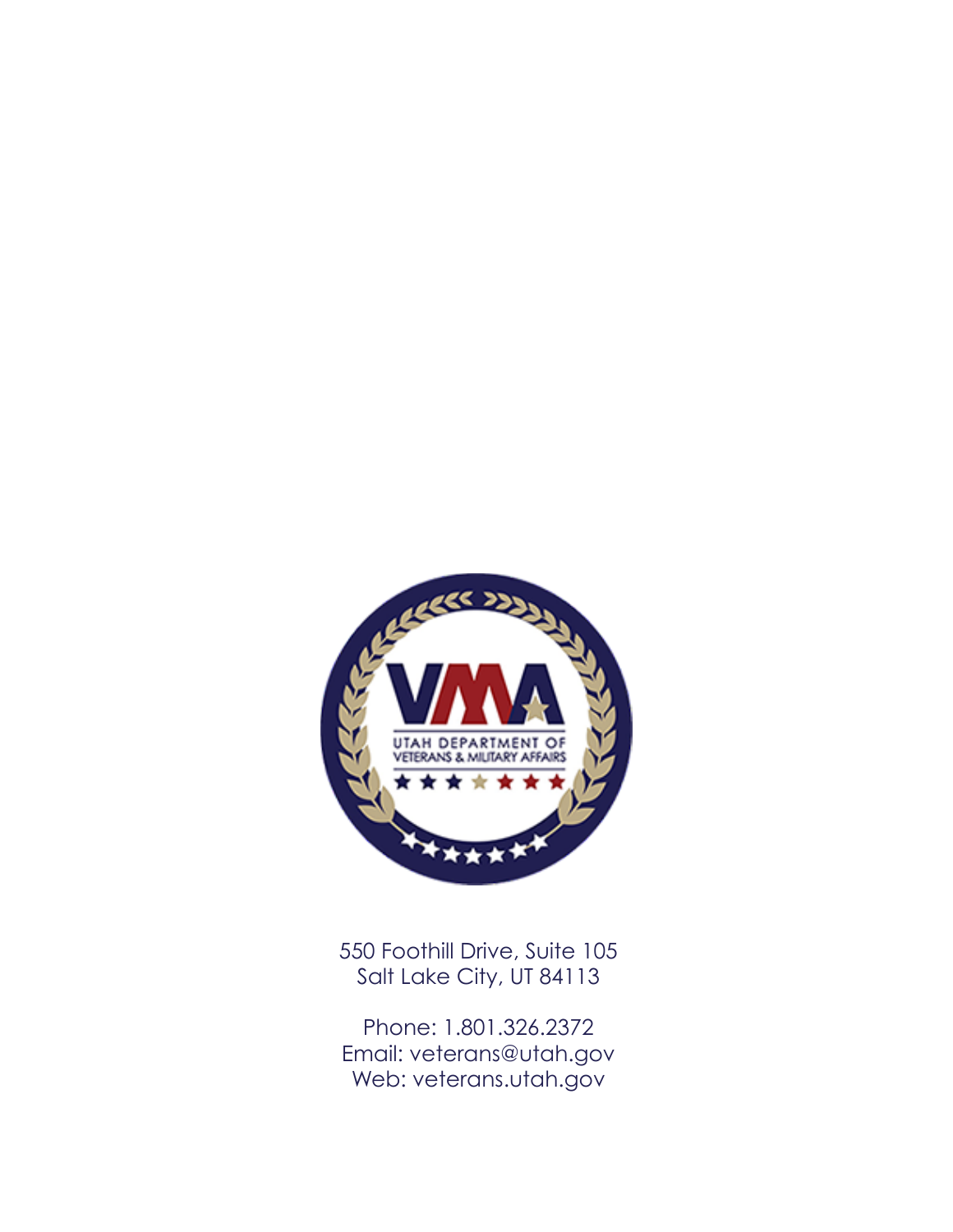550 Foothill Drive, Suite 105
Salt Lake City, UT 84113

Phone: 1.801.326.2372
Email: veterans@utah.gov
Web: veterans.utah.gov